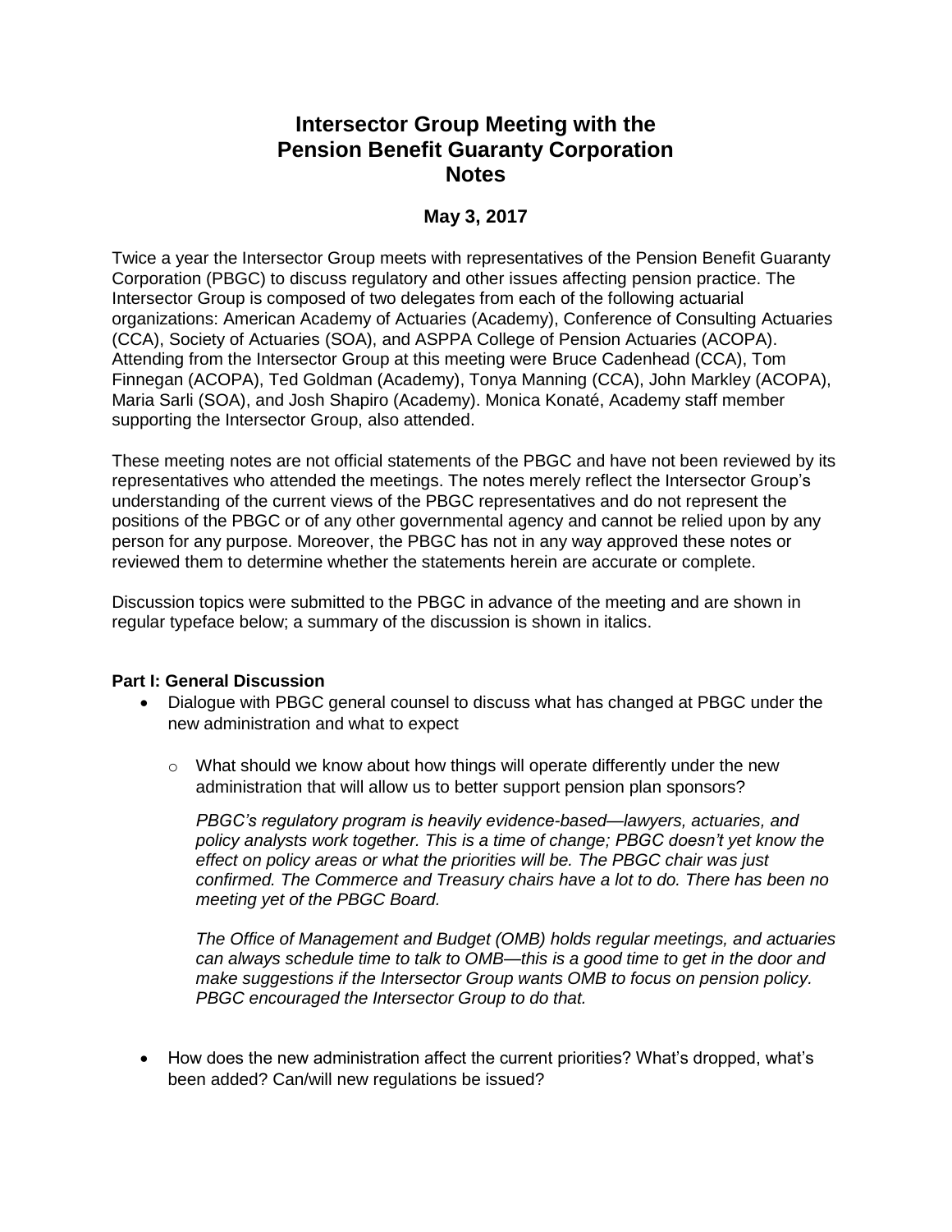# Intersector Group Meeting with the Pension Benefit Guaranty Corporation Notes

## May 3, 2017

Twice a year the Intersector Group meets with representatives of the Pension Benefit Guaranty Corporation (PBGC) to discuss regulatory and other issues affecting pension practice. The Intersector Group is composed of two delegates from each of the following actuarial organizations: American Academy of Actuaries (Academy), Conference of Consulting Actuaries (CCA), Society of Actuaries (SOA), and ASPPA College of Pension Actuaries (ACOPA). Attending from the Intersector Group at this meeting were Bruce Cadenhead (CCA), Tom Finnegan (ACOPA), Ted Goldman (Academy), Tonya Manning (CCA), John Markley (ACOPA), Maria Sarli (SOA), and Josh Shapiro (Academy). Monica Konaté, Academy staff member supporting the Intersector Group, also attended.

These meeting notes are not official statements of the PBGC and have not been reviewed by its representatives who attended the meetings. The notes merely reflect the Intersector Group's understanding of the current views of the PBGC representatives and do not represent the positions of the PBGC or of any other governmental agency and cannot be relied upon by any person for any purpose. Moreover, the PBGC has not in any way approved these notes or reviewed them to determine whether the statements herein are accurate or complete.

Discussion topics were submitted to the PBGC in advance of the meeting and are shown in regular typeface below; a summary of the discussion is shown in italics.

**Part I: General Discussion**

- Dialogue with PBGC general counsel to discuss what has changed at PBGC under the new administration and what to expect
  - What should we know about how things will operate differently under the new administration that will allow us to better support pension plan sponsors?

    *PBGC's regulatory program is heavily evidence-based—lawyers, actuaries, and policy analysts work together. This is a time of change; PBGC doesn't yet know the effect on policy areas or what the priorities will be. The PBGC chair was just confirmed. The Commerce and Treasury chairs have a lot to do. There has been no meeting yet of the PBGC Board.*

    *The Office of Management and Budget (OMB) holds regular meetings, and actuaries can always schedule time to talk to OMB—this is a good time to get in the door and make suggestions if the Intersector Group wants OMB to focus on pension policy. PBGC encouraged the Intersector Group to do that.*

- How does the new administration affect the current priorities? What's dropped, what's been added? Can/will new regulations be issued?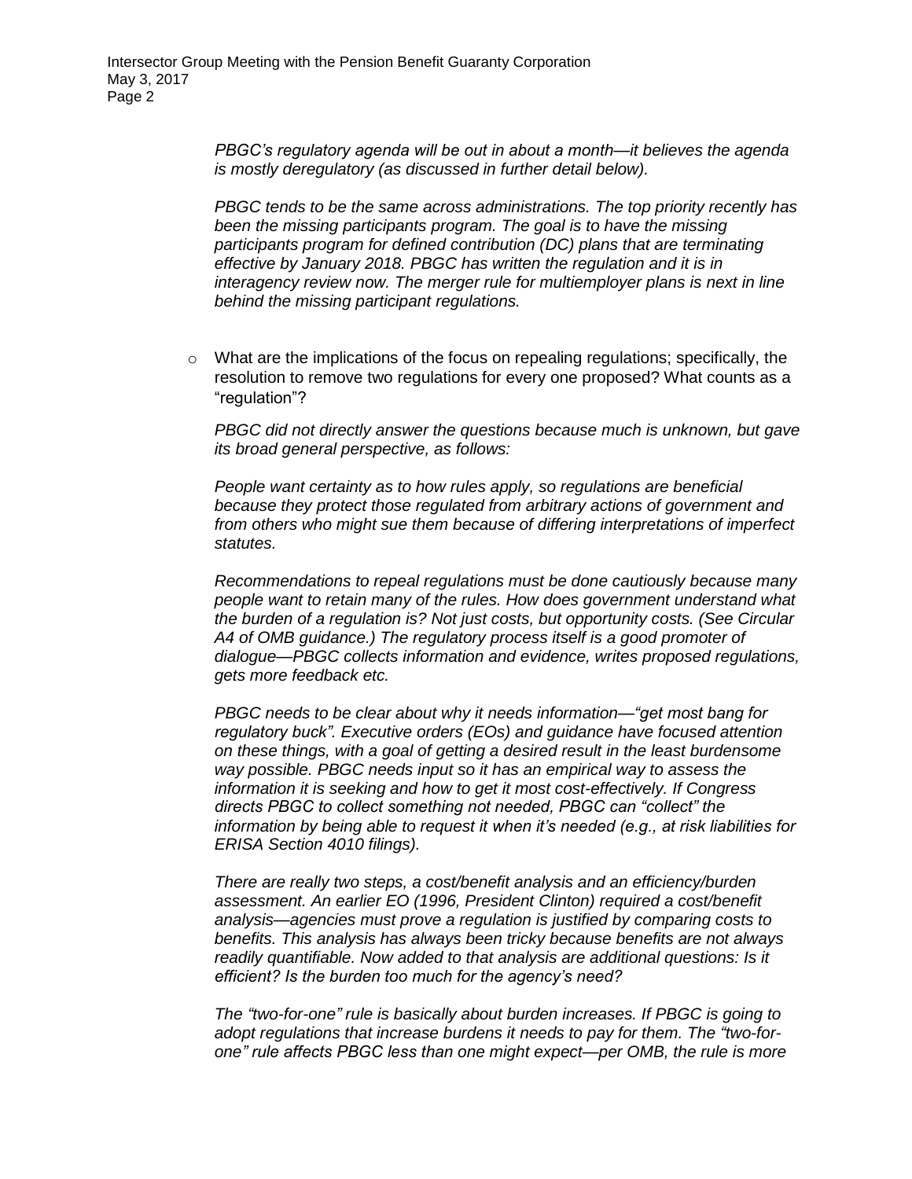*PBGC's regulatory agenda will be out in about a month—it believes the agenda is mostly deregulatory (as discussed in further detail below).*

*PBGC tends to be the same across administrations. The top priority recently has been the missing participants program. The goal is to have the missing participants program for defined contribution (DC) plans that are terminating effective by January 2018. PBGC has written the regulation and it is in interagency review now. The merger rule for multiemployer plans is next in line behind the missing participant regulations.*

- What are the implications of the focus on repealing regulations; specifically, the resolution to remove two regulations for every one proposed? What counts as a "regulation"?

  *PBGC did not directly answer the questions because much is unknown, but gave its broad general perspective, as follows:*

  *People want certainty as to how rules apply, so regulations are beneficial because they protect those regulated from arbitrary actions of government and from others who might sue them because of differing interpretations of imperfect statutes.*

  *Recommendations to repeal regulations must be done cautiously because many people want to retain many of the rules. How does government understand what the burden of a regulation is? Not just costs, but opportunity costs. (See Circular A4 of OMB guidance.) The regulatory process itself is a good promoter of dialogue—PBGC collects information and evidence, writes proposed regulations, gets more feedback etc.*

  *PBGC needs to be clear about why it needs information—"get most bang for regulatory buck". Executive orders (EOs) and guidance have focused attention on these things, with a goal of getting a desired result in the least burdensome way possible. PBGC needs input so it has an empirical way to assess the information it is seeking and how to get it most cost-effectively. If Congress directs PBGC to collect something not needed, PBGC can "collect" the information by being able to request it when it's needed (e.g., at risk liabilities for ERISA Section 4010 filings).*

  *There are really two steps, a cost/benefit analysis and an efficiency/burden assessment. An earlier EO (1996, President Clinton) required a cost/benefit analysis—agencies must prove a regulation is justified by comparing costs to benefits. This analysis has always been tricky because benefits are not always readily quantifiable. Now added to that analysis are additional questions: Is it efficient? Is the burden too much for the agency's need?*

  *The "two-for-one" rule is basically about burden increases. If PBGC is going to adopt regulations that increase burdens it needs to pay for them. The "two-for-one" rule affects PBGC less than one might expect—per OMB, the rule is more*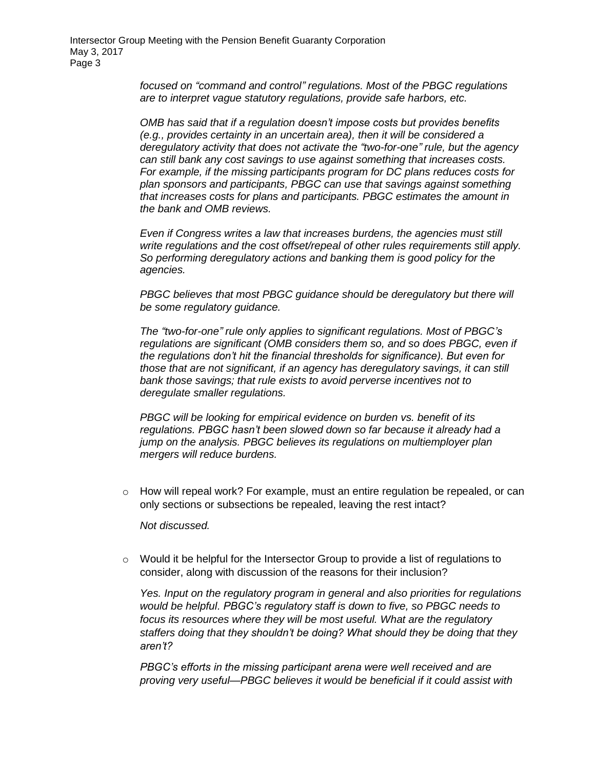*focused on "command and control" regulations. Most of the PBGC regulations are to interpret vague statutory regulations, provide safe harbors, etc.*

*OMB has said that if a regulation doesn't impose costs but provides benefits (e.g., provides certainty in an uncertain area), then it will be considered a deregulatory activity that does not activate the "two-for-one" rule, but the agency can still bank any cost savings to use against something that increases costs. For example, if the missing participants program for DC plans reduces costs for plan sponsors and participants, PBGC can use that savings against something that increases costs for plans and participants. PBGC estimates the amount in the bank and OMB reviews.*

*Even if Congress writes a law that increases burdens, the agencies must still write regulations and the cost offset/repeal of other rules requirements still apply. So performing deregulatory actions and banking them is good policy for the agencies.*

*PBGC believes that most PBGC guidance should be deregulatory but there will be some regulatory guidance.*

*The "two-for-one" rule only applies to significant regulations. Most of PBGC's regulations are significant (OMB considers them so, and so does PBGC, even if the regulations don't hit the financial thresholds for significance). But even for those that are not significant, if an agency has deregulatory savings, it can still bank those savings; that rule exists to avoid perverse incentives not to deregulate smaller regulations.*

*PBGC will be looking for empirical evidence on burden vs. benefit of its regulations. PBGC hasn't been slowed down so far because it already had a jump on the analysis. PBGC believes its regulations on multiemployer plan mergers will reduce burdens.*

- How will repeal work? For example, must an entire regulation be repealed, or can only sections or subsections be repealed, leaving the rest intact?

  *Not discussed.*

- Would it be helpful for the Intersector Group to provide a list of regulations to consider, along with discussion of the reasons for their inclusion?

  *Yes. Input on the regulatory program in general and also priorities for regulations would be helpful. PBGC's regulatory staff is down to five, so PBGC needs to focus its resources where they will be most useful. What are the regulatory staffers doing that they shouldn't be doing? What should they be doing that they aren't?*

  *PBGC's efforts in the missing participant arena were well received and are proving very useful—PBGC believes it would be beneficial if it could assist with*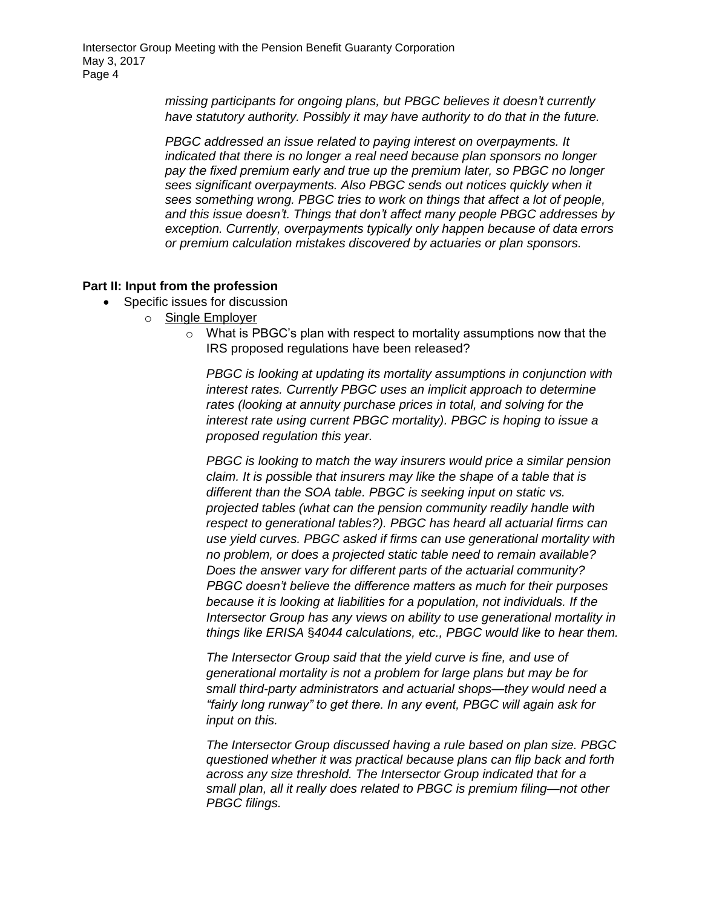*missing participants for ongoing plans, but PBGC believes it doesn't currently have statutory authority. Possibly it may have authority to do that in the future.*

*PBGC addressed an issue related to paying interest on overpayments. It indicated that there is no longer a real need because plan sponsors no longer pay the fixed premium early and true up the premium later, so PBGC no longer sees significant overpayments. Also PBGC sends out notices quickly when it sees something wrong. PBGC tries to work on things that affect a lot of people, and this issue doesn't. Things that don't affect many people PBGC addresses by exception. Currently, overpayments typically only happen because of data errors or premium calculation mistakes discovered by actuaries or plan sponsors.*

**Part II: Input from the profession**

- Specific issues for discussion
  - Single Employer
    - What is PBGC's plan with respect to mortality assumptions now that the IRS proposed regulations have been released?

      *PBGC is looking at updating its mortality assumptions in conjunction with interest rates. Currently PBGC uses an implicit approach to determine rates (looking at annuity purchase prices in total, and solving for the interest rate using current PBGC mortality). PBGC is hoping to issue a proposed regulation this year.*

      *PBGC is looking to match the way insurers would price a similar pension claim. It is possible that insurers may like the shape of a table that is different than the SOA table. PBGC is seeking input on static vs. projected tables (what can the pension community readily handle with respect to generational tables?). PBGC has heard all actuarial firms can use yield curves. PBGC asked if firms can use generational mortality with no problem, or does a projected static table need to remain available? Does the answer vary for different parts of the actuarial community? PBGC doesn't believe the difference matters as much for their purposes because it is looking at liabilities for a population, not individuals. If the Intersector Group has any views on ability to use generational mortality in things like ERISA §4044 calculations, etc., PBGC would like to hear them.*

      *The Intersector Group said that the yield curve is fine, and use of generational mortality is not a problem for large plans but may be for small third-party administrators and actuarial shops—they would need a "fairly long runway" to get there. In any event, PBGC will again ask for input on this.*

      *The Intersector Group discussed having a rule based on plan size. PBGC questioned whether it was practical because plans can flip back and forth across any size threshold. The Intersector Group indicated that for a small plan, all it really does related to PBGC is premium filing—not other PBGC filings.*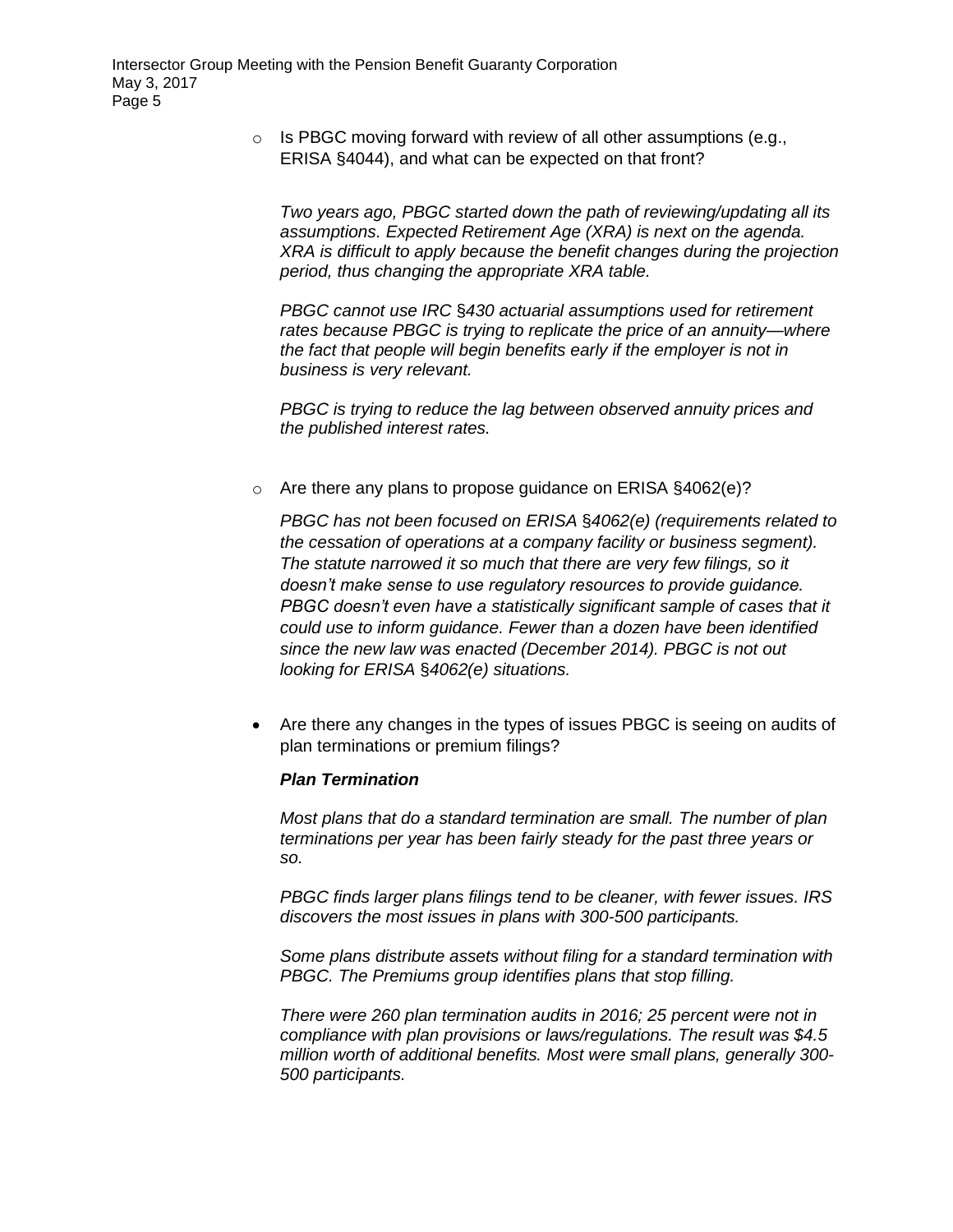- Is PBGC moving forward with review of all other assumptions (e.g., ERISA §4044), and what can be expected on that front?

  *Two years ago, PBGC started down the path of reviewing/updating all its assumptions. Expected Retirement Age (XRA) is next on the agenda. XRA is difficult to apply because the benefit changes during the projection period, thus changing the appropriate XRA table.*

  *PBGC cannot use IRC §430 actuarial assumptions used for retirement rates because PBGC is trying to replicate the price of an annuity—where the fact that people will begin benefits early if the employer is not in business is very relevant.*

  *PBGC is trying to reduce the lag between observed annuity prices and the published interest rates.*

- Are there any plans to propose guidance on ERISA §4062(e)?

  *PBGC has not been focused on ERISA §4062(e) (requirements related to the cessation of operations at a company facility or business segment). The statute narrowed it so much that there are very few filings, so it doesn't make sense to use regulatory resources to provide guidance. PBGC doesn't even have a statistically significant sample of cases that it could use to inform guidance. Fewer than a dozen have been identified since the new law was enacted (December 2014). PBGC is not out looking for ERISA §4062(e) situations.*

- Are there any changes in the types of issues PBGC is seeing on audits of plan terminations or premium filings?

  ***Plan Termination***

  *Most plans that do a standard termination are small. The number of plan terminations per year has been fairly steady for the past three years or so.*

  *PBGC finds larger plans filings tend to be cleaner, with fewer issues. IRS discovers the most issues in plans with 300-500 participants.*

  *Some plans distribute assets without filing for a standard termination with PBGC. The Premiums group identifies plans that stop filling.*

  *There were 260 plan termination audits in 2016; 25 percent were not in compliance with plan provisions or laws/regulations. The result was $4.5 million worth of additional benefits. Most were small plans, generally 300-500 participants.*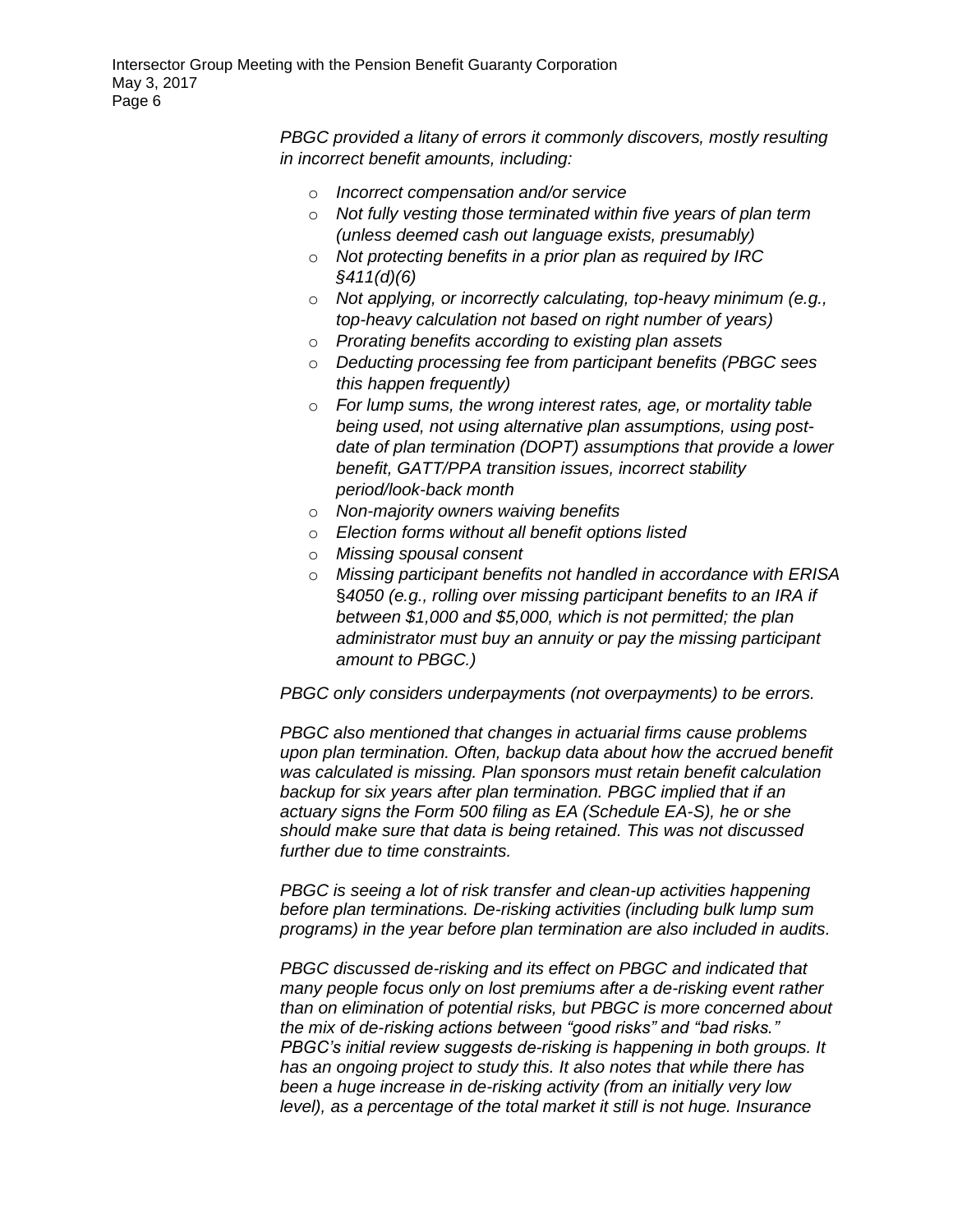*PBGC provided a litany of errors it commonly discovers, mostly resulting in incorrect benefit amounts, including:*

- *Incorrect compensation and/or service*
- *Not fully vesting those terminated within five years of plan term (unless deemed cash out language exists, presumably)*
- *Not protecting benefits in a prior plan as required by IRC §411(d)(6)*
- *Not applying, or incorrectly calculating, top-heavy minimum (e.g., top-heavy calculation not based on right number of years)*
- *Prorating benefits according to existing plan assets*
- *Deducting processing fee from participant benefits (PBGC sees this happen frequently)*
- *For lump sums, the wrong interest rates, age, or mortality table being used, not using alternative plan assumptions, using post-date of plan termination (DOPT) assumptions that provide a lower benefit, GATT/PPA transition issues, incorrect stability period/look-back month*
- *Non-majority owners waiving benefits*
- *Election forms without all benefit options listed*
- *Missing spousal consent*
- *Missing participant benefits not handled in accordance with ERISA §4050 (e.g., rolling over missing participant benefits to an IRA if between $1,000 and $5,000, which is not permitted; the plan administrator must buy an annuity or pay the missing participant amount to PBGC.)*

*PBGC only considers underpayments (not overpayments) to be errors.*

*PBGC also mentioned that changes in actuarial firms cause problems upon plan termination. Often, backup data about how the accrued benefit was calculated is missing. Plan sponsors must retain benefit calculation backup for six years after plan termination. PBGC implied that if an actuary signs the Form 500 filing as EA (Schedule EA-S), he or she should make sure that data is being retained. This was not discussed further due to time constraints.*

*PBGC is seeing a lot of risk transfer and clean-up activities happening before plan terminations. De-risking activities (including bulk lump sum programs) in the year before plan termination are also included in audits.*

*PBGC discussed de-risking and its effect on PBGC and indicated that many people focus only on lost premiums after a de-risking event rather than on elimination of potential risks, but PBGC is more concerned about the mix of de-risking actions between "good risks" and "bad risks." PBGC's initial review suggests de-risking is happening in both groups. It has an ongoing project to study this. It also notes that while there has been a huge increase in de-risking activity (from an initially very low level), as a percentage of the total market it still is not huge. Insurance*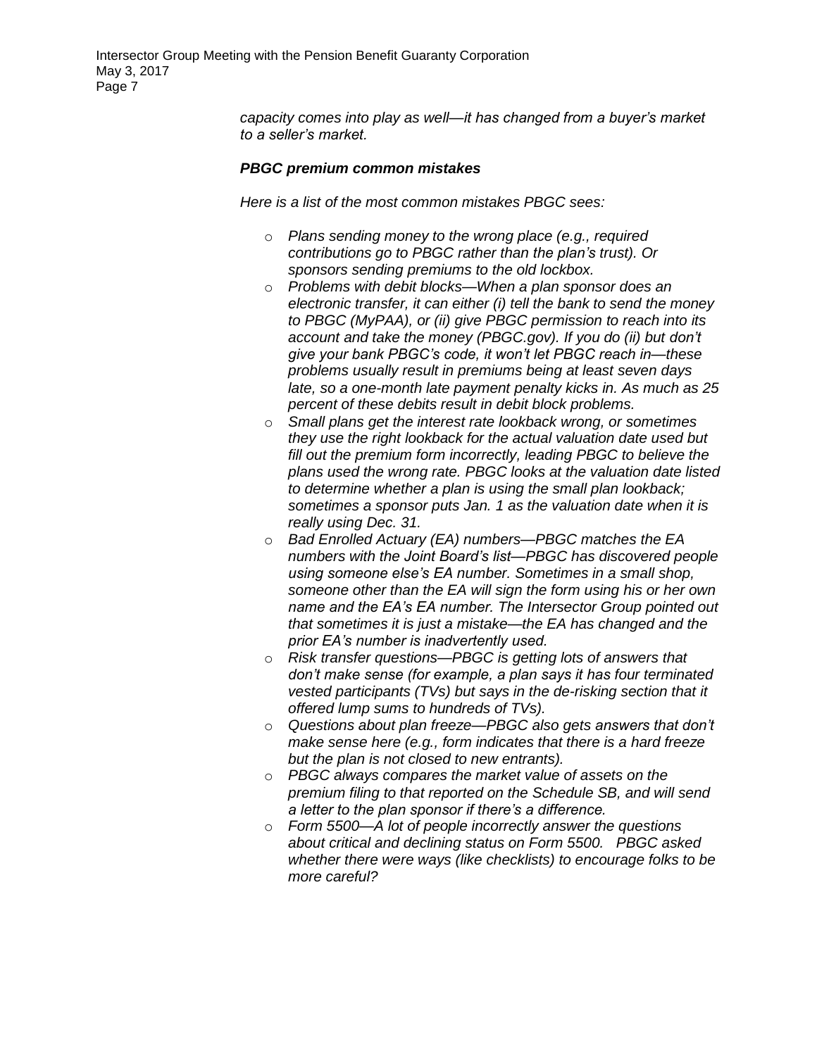*capacity comes into play as well—it has changed from a buyer's market to a seller's market.*

***PBGC premium common mistakes***

*Here is a list of the most common mistakes PBGC sees:*

- *Plans sending money to the wrong place (e.g., required contributions go to PBGC rather than the plan's trust). Or sponsors sending premiums to the old lockbox.*
- *Problems with debit blocks—When a plan sponsor does an electronic transfer, it can either (i) tell the bank to send the money to PBGC (MyPAA), or (ii) give PBGC permission to reach into its account and take the money (PBGC.gov). If you do (ii) but don't give your bank PBGC's code, it won't let PBGC reach in—these problems usually result in premiums being at least seven days late, so a one-month late payment penalty kicks in. As much as 25 percent of these debits result in debit block problems.*
- *Small plans get the interest rate lookback wrong, or sometimes they use the right lookback for the actual valuation date used but fill out the premium form incorrectly, leading PBGC to believe the plans used the wrong rate. PBGC looks at the valuation date listed to determine whether a plan is using the small plan lookback; sometimes a sponsor puts Jan. 1 as the valuation date when it is really using Dec. 31.*
- *Bad Enrolled Actuary (EA) numbers—PBGC matches the EA numbers with the Joint Board's list—PBGC has discovered people using someone else's EA number. Sometimes in a small shop, someone other than the EA will sign the form using his or her own name and the EA's EA number. The Intersector Group pointed out that sometimes it is just a mistake—the EA has changed and the prior EA's number is inadvertently used.*
- *Risk transfer questions—PBGC is getting lots of answers that don't make sense (for example, a plan says it has four terminated vested participants (TVs) but says in the de-risking section that it offered lump sums to hundreds of TVs).*
- *Questions about plan freeze—PBGC also gets answers that don't make sense here (e.g., form indicates that there is a hard freeze but the plan is not closed to new entrants).*
- *PBGC always compares the market value of assets on the premium filing to that reported on the Schedule SB, and will send a letter to the plan sponsor if there's a difference.*
- *Form 5500—A lot of people incorrectly answer the questions about critical and declining status on Form 5500. PBGC asked whether there were ways (like checklists) to encourage folks to be more careful?*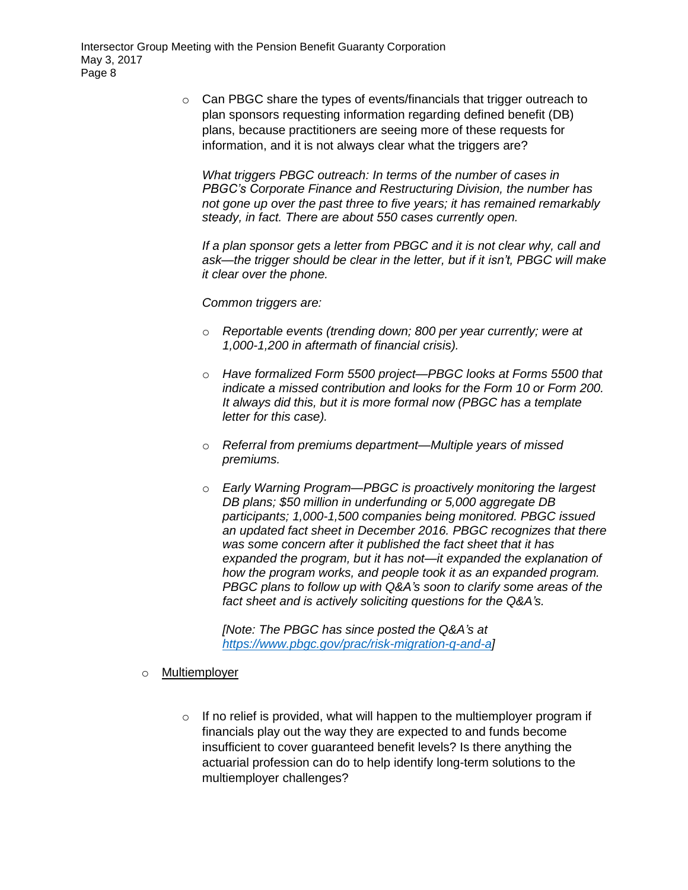- Can PBGC share the types of events/financials that trigger outreach to plan sponsors requesting information regarding defined benefit (DB) plans, because practitioners are seeing more of these requests for information, and it is not always clear what the triggers are?

  *What triggers PBGC outreach: In terms of the number of cases in PBGC's Corporate Finance and Restructuring Division, the number has not gone up over the past three to five years; it has remained remarkably steady, in fact. There are about 550 cases currently open.*

  *If a plan sponsor gets a letter from PBGC and it is not clear why, call and ask—the trigger should be clear in the letter, but if it isn't, PBGC will make it clear over the phone.*

  *Common triggers are:*

  - *Reportable events (trending down; 800 per year currently; were at 1,000-1,200 in aftermath of financial crisis).*

  - *Have formalized Form 5500 project—PBGC looks at Forms 5500 that indicate a missed contribution and looks for the Form 10 or Form 200. It always did this, but it is more formal now (PBGC has a template letter for this case).*

  - *Referral from premiums department—Multiple years of missed premiums.*

  - *Early Warning Program—PBGC is proactively monitoring the largest DB plans; $50 million in underfunding or 5,000 aggregate DB participants; 1,000-1,500 companies being monitored. PBGC issued an updated fact sheet in December 2016. PBGC recognizes that there was some concern after it published the fact sheet that it has expanded the program, but it has not—it expanded the explanation of how the program works, and people took it as an expanded program. PBGC plans to follow up with Q&A's soon to clarify some areas of the fact sheet and is actively soliciting questions for the Q&A's.*

  *[Note: The PBGC has since posted the Q&A's at https://www.pbgc.gov/prac/risk-migration-q-and-a]*

- Multiemployer

  - If no relief is provided, what will happen to the multiemployer program if financials play out the way they are expected to and funds become insufficient to cover guaranteed benefit levels? Is there anything the actuarial profession can do to help identify long-term solutions to the multiemployer challenges?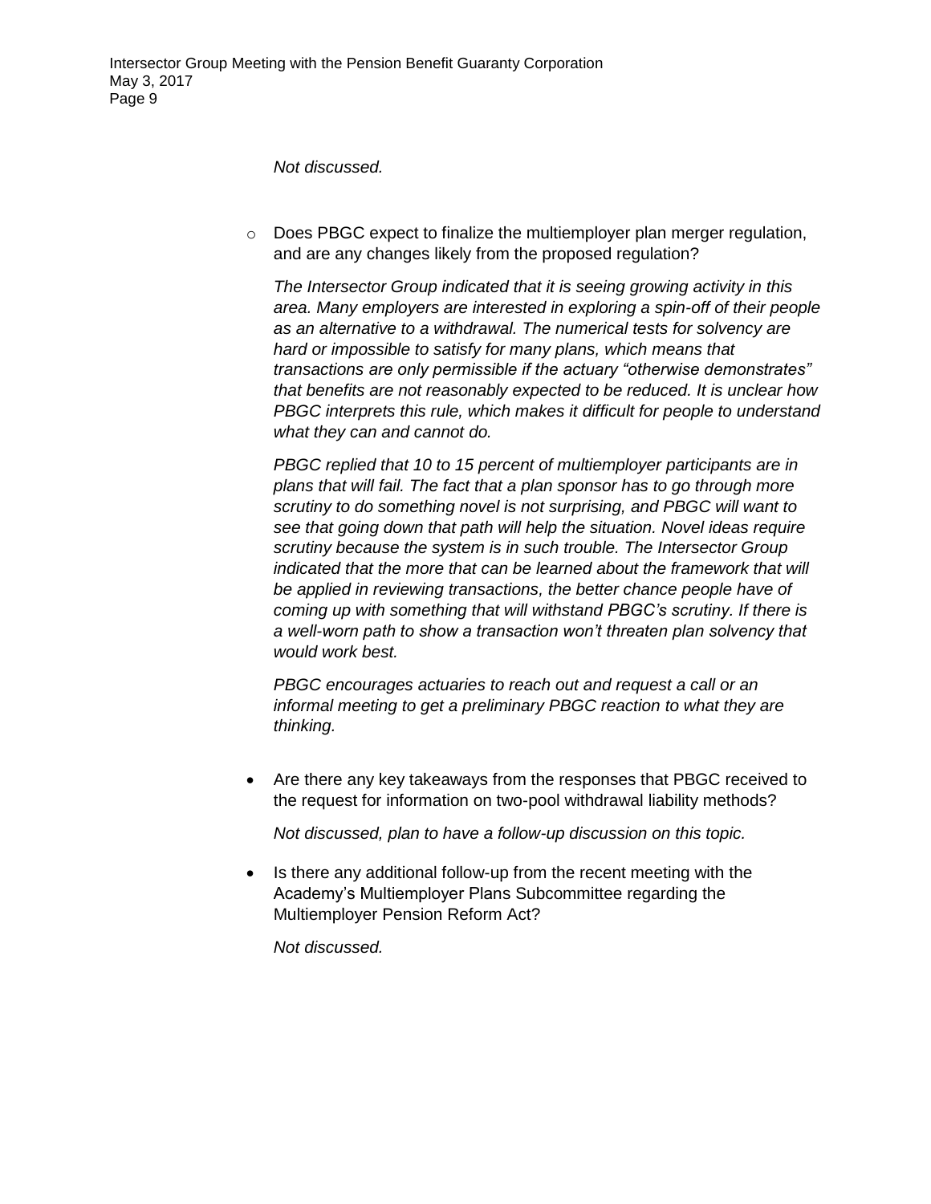*Not discussed.*

- Does PBGC expect to finalize the multiemployer plan merger regulation, and are any changes likely from the proposed regulation?

  *The Intersector Group indicated that it is seeing growing activity in this area. Many employers are interested in exploring a spin-off of their people as an alternative to a withdrawal. The numerical tests for solvency are hard or impossible to satisfy for many plans, which means that transactions are only permissible if the actuary "otherwise demonstrates" that benefits are not reasonably expected to be reduced. It is unclear how PBGC interprets this rule, which makes it difficult for people to understand what they can and cannot do.*

  *PBGC replied that 10 to 15 percent of multiemployer participants are in plans that will fail. The fact that a plan sponsor has to go through more scrutiny to do something novel is not surprising, and PBGC will want to see that going down that path will help the situation. Novel ideas require scrutiny because the system is in such trouble. The Intersector Group indicated that the more that can be learned about the framework that will be applied in reviewing transactions, the better chance people have of coming up with something that will withstand PBGC's scrutiny. If there is a well-worn path to show a transaction won't threaten plan solvency that would work best.*

  *PBGC encourages actuaries to reach out and request a call or an informal meeting to get a preliminary PBGC reaction to what they are thinking.*

- Are there any key takeaways from the responses that PBGC received to the request for information on two-pool withdrawal liability methods?

  *Not discussed, plan to have a follow-up discussion on this topic.*

- Is there any additional follow-up from the recent meeting with the Academy's Multiemployer Plans Subcommittee regarding the Multiemployer Pension Reform Act?

  *Not discussed.*